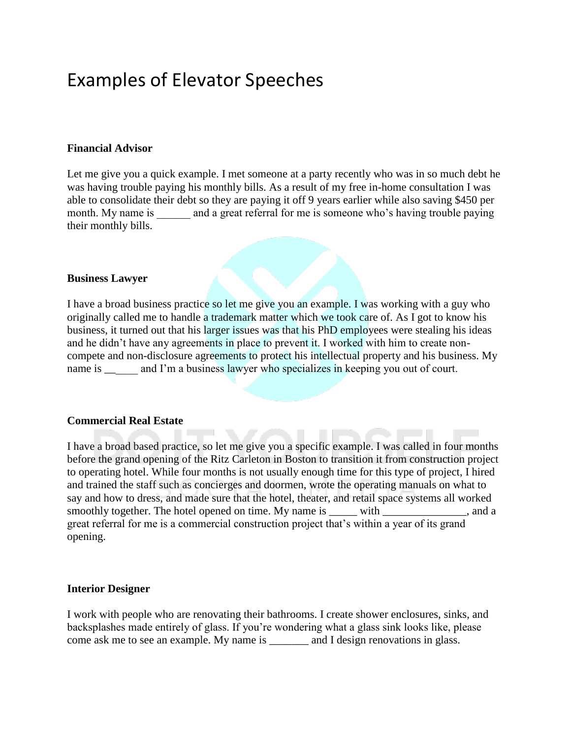# Examples of Elevator Speeches

**Financial Advisor**

Let me give you a quick example. I met someone at a party recently who was in so much debt he was having trouble paying his monthly bills. As a result of my free in-home consultation I was able to consolidate their debt so they are paying it off 9 years earlier while also saving $450 per month. My name is ______ and a great referral for me is someone who's having trouble paying their monthly bills.

**Business Lawyer**

I have a broad business practice so let me give you an example. I was working with a guy who originally called me to handle a trademark matter which we took care of. As I got to know his business, it turned out that his larger issues was that his PhD employees were stealing his ideas and he didn't have any agreements in place to prevent it. I worked with him to create non-compete and non-disclosure agreements to protect his intellectual property and his business. My name is ______ and I'm a business lawyer who specializes in keeping you out of court.

**Commercial Real Estate**

I have a broad based practice, so let me give you a specific example. I was called in four months before the grand opening of the Ritz Carleton in Boston to transition it from construction project to operating hotel. While four months is not usually enough time for this type of project, I hired and trained the staff such as concierges and doormen, wrote the operating manuals on what to say and how to dress, and made sure that the hotel, theater, and retail space systems all worked smoothly together. The hotel opened on time. My name is _____ with _______________, and a great referral for me is a commercial construction project that's within a year of its grand opening.

**Interior Designer**

I work with people who are renovating their bathrooms. I create shower enclosures, sinks, and backsplashes made entirely of glass. If you're wondering what a glass sink looks like, please come ask me to see an example. My name is _______ and I design renovations in glass.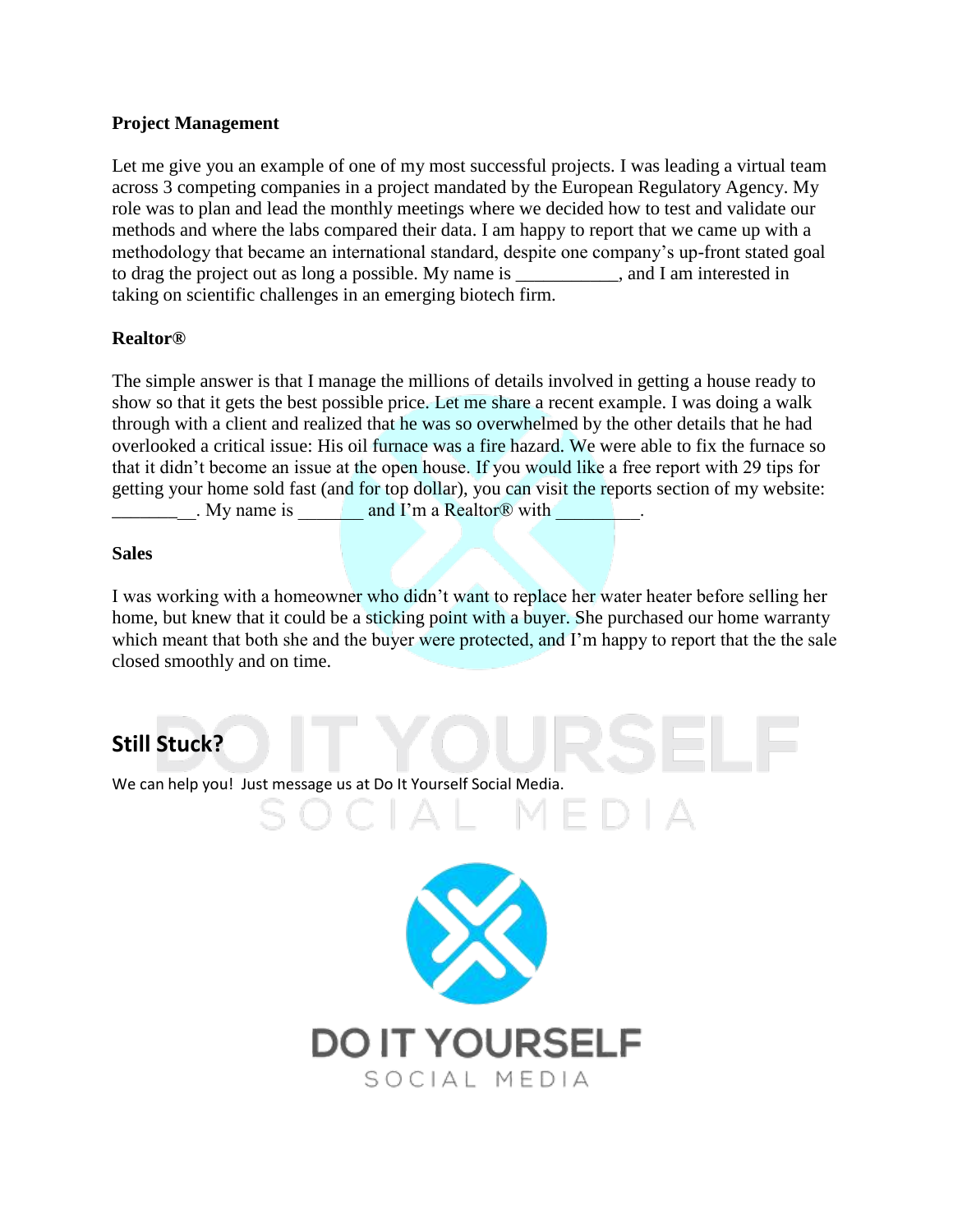**Project Management**

Let me give you an example of one of my most successful projects. I was leading a virtual team across 3 competing companies in a project mandated by the European Regulatory Agency. My role was to plan and lead the monthly meetings where we decided how to test and validate our methods and where the labs compared their data. I am happy to report that we came up with a methodology that became an international standard, despite one company's up-front stated goal to drag the project out as long a possible. My name is ___________, and I am interested in taking on scientific challenges in an emerging biotech firm.

**Realtor®**

The simple answer is that I manage the millions of details involved in getting a house ready to show so that it gets the best possible price. Let me share a recent example. I was doing a walk through with a client and realized that he was so overwhelmed by the other details that he had overlooked a critical issue: His oil furnace was a fire hazard. We were able to fix the furnace so that it didn't become an issue at the open house. If you would like a free report with 29 tips for getting your home sold fast (and for top dollar), you can visit the reports section of my website: _________. My name is _______ and I'm a Realtor® with _________.

**Sales**

I was working with a homeowner who didn't want to replace her water heater before selling her home, but knew that it could be a sticking point with a buyer. She purchased our home warranty which meant that both she and the buyer were protected, and I'm happy to report that the the sale closed smoothly and on time.

## Still Stuck?

We can help you! Just message us at Do It Yourself Social Media.

DO IT YOURSELF
SOCIAL MEDIA